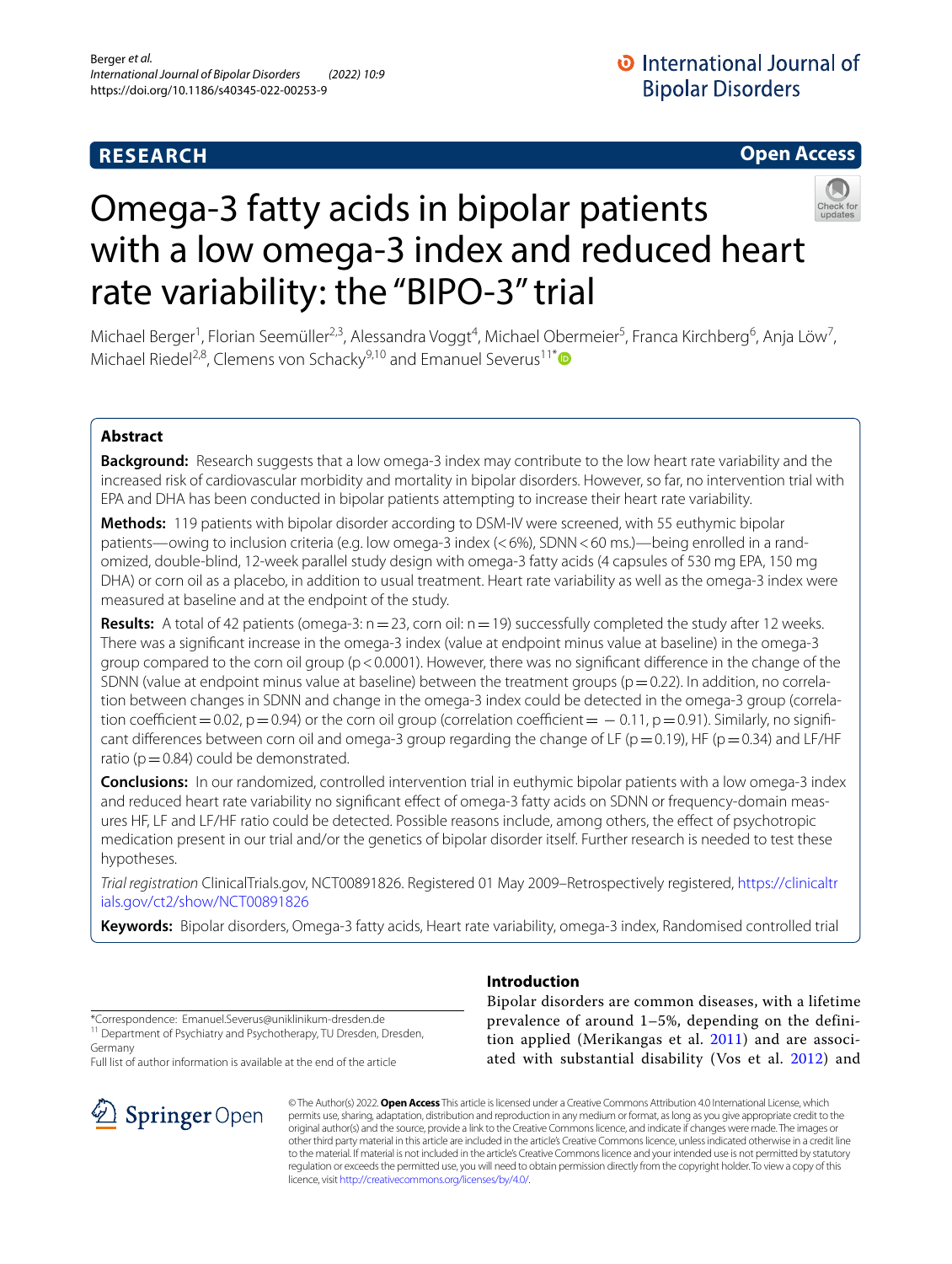**RESEARCH** **Open Access**

# Omega-3 fatty acids in bipolar patients with a low omega-3 index and reduced heart rate variability: the "BIPO-3" trial

Michael Berger[1], Florian Seemüller[2,3], Alessandra Voggt[4], Michael Obermeier[5], Franca Kirchberg[6], Anja Löw[7], Michael Riedel[2,8], Clemens von Schacky[9,10] and Emanuel Severus[11*]

## Abstract

**Background:** Research suggests that a low omega-3 index may contribute to the low heart rate variability and the increased risk of cardiovascular morbidity and mortality in bipolar disorders. However, so far, no intervention trial with EPA and DHA has been conducted in bipolar patients attempting to increase their heart rate variability.

**Methods:** 119 patients with bipolar disorder according to DSM-IV were screened, with 55 euthymic bipolar patients—owing to inclusion criteria (e.g. low omega-3 index (<6%), SDNN < 60 ms.)—being enrolled in a randomized, double-blind, 12-week parallel study design with omega-3 fatty acids (4 capsules of 530 mg EPA, 150 mg DHA) or corn oil as a placebo, in addition to usual treatment. Heart rate variability as well as the omega-3 index were measured at baseline and at the endpoint of the study.

**Results:** A total of 42 patients (omega-3: $n = 23$, corn oil: $n = 19$) successfully completed the study after 12 weeks. There was a significant increase in the omega-3 index (value at endpoint minus value at baseline) in the omega-3 group compared to the corn oil group ($p < 0.0001$). However, there was no significant difference in the change of the SDNN (value at endpoint minus value at baseline) between the treatment groups ($p = 0.22$). In addition, no correlation between changes in SDNN and change in the omega-3 index could be detected in the omega-3 group (correlation coefficient = 0.02, $p = 0.94$) or the corn oil group (correlation coefficient = − 0.11, $p = 0.91$). Similarly, no significant differences between corn oil and omega-3 group regarding the change of LF ($p = 0.19$), HF ($p = 0.34$) and LF/HF ratio ($p = 0.84$) could be demonstrated.

**Conclusions:** In our randomized, controlled intervention trial in euthymic bipolar patients with a low omega-3 index and reduced heart rate variability no significant effect of omega-3 fatty acids on SDNN or frequency-domain measures HF, LF and LF/HF ratio could be detected. Possible reasons include, among others, the effect of psychotropic medication present in our trial and/or the genetics of bipolar disorder itself. Further research is needed to test these hypotheses.

*Trial registration* ClinicalTrials.gov, NCT00891826. Registered 01 May 2009–Retrospectively registered, https://clinicaltrials.gov/ct2/show/NCT00891826

**Keywords:** Bipolar disorders, Omega-3 fatty acids, Heart rate variability, omega-3 index, Randomised controlled trial

*Correspondence: Emanuel.Severus@uniklinikum-dresden.de
[11] Department of Psychiatry and Psychotherapy, TU Dresden, Dresden, Germany
Full list of author information is available at the end of the article

## Introduction

Bipolar disorders are common diseases, with a lifetime prevalence of around 1–5%, depending on the definition applied (Merikangas et al. 2011) and are associated with substantial disability (Vos et al. 2012) and

© The Author(s) 2022. **Open Access** This article is licensed under a Creative Commons Attribution 4.0 International License, which permits use, sharing, adaptation, distribution and reproduction in any medium or format, as long as you give appropriate credit to the original author(s) and the source, provide a link to the Creative Commons licence, and indicate if changes were made. The images or other third party material in this article are included in the article's Creative Commons licence, unless indicated otherwise in a credit line to the material. If material is not included in the article's Creative Commons licence and your intended use is not permitted by statutory regulation or exceeds the permitted use, you will need to obtain permission directly from the copyright holder. To view a copy of this licence, visit http://creativecommons.org/licenses/by/4.0/.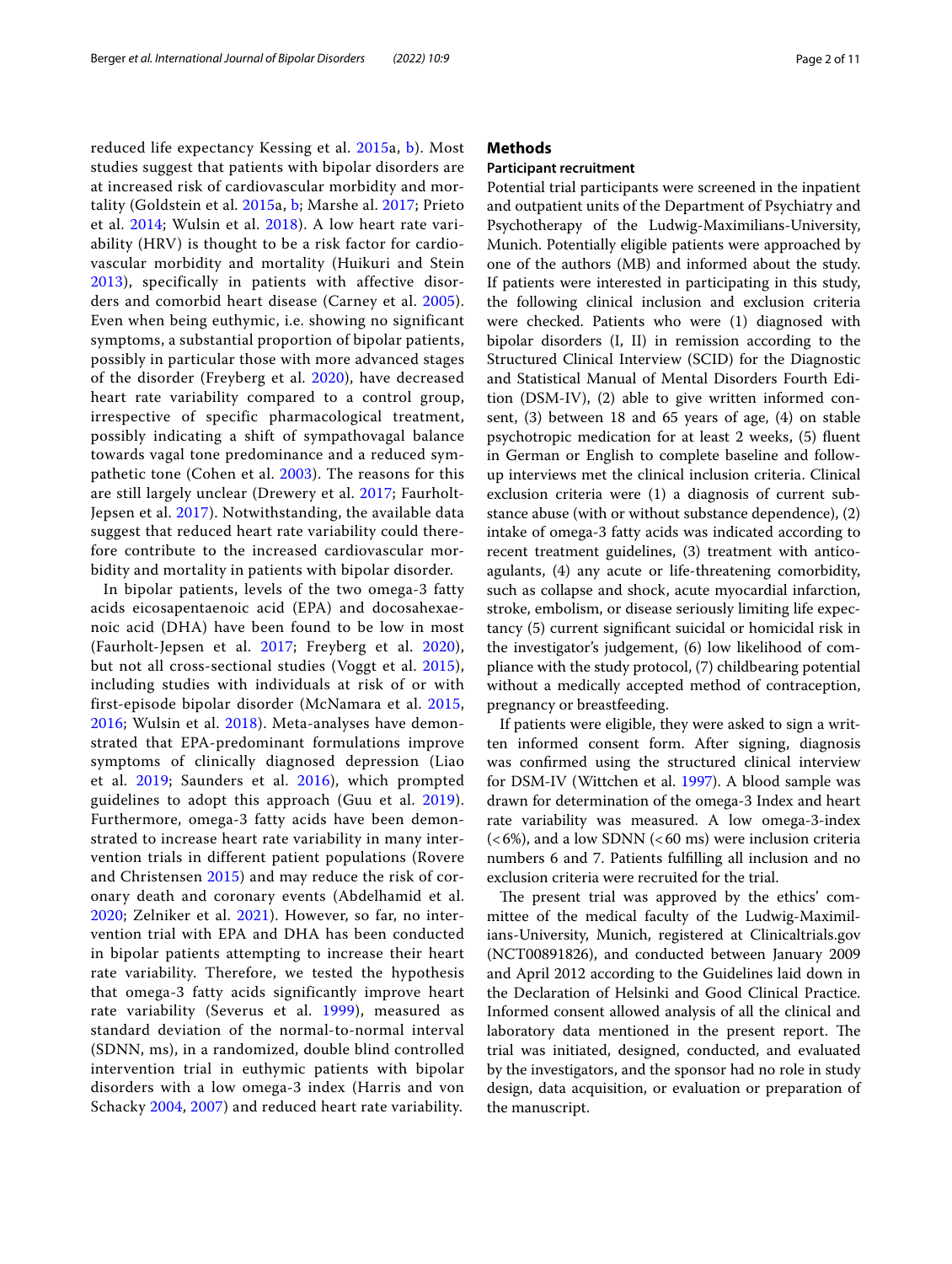reduced life expectancy Kessing et al. 2015a, b). Most studies suggest that patients with bipolar disorders are at increased risk of cardiovascular morbidity and mortality (Goldstein et al. 2015a, b; Marshe al. 2017; Prieto et al. 2014; Wulsin et al. 2018). A low heart rate variability (HRV) is thought to be a risk factor for cardiovascular morbidity and mortality (Huikuri and Stein 2013), specifically in patients with affective disorders and comorbid heart disease (Carney et al. 2005). Even when being euthymic, i.e. showing no significant symptoms, a substantial proportion of bipolar patients, possibly in particular those with more advanced stages of the disorder (Freyberg et al. 2020), have decreased heart rate variability compared to a control group, irrespective of specific pharmacological treatment, possibly indicating a shift of sympathovagal balance towards vagal tone predominance and a reduced sympathetic tone (Cohen et al. 2003). The reasons for this are still largely unclear (Drewery et al. 2017; Faurholt-Jepsen et al. 2017). Notwithstanding, the available data suggest that reduced heart rate variability could therefore contribute to the increased cardiovascular morbidity and mortality in patients with bipolar disorder.

In bipolar patients, levels of the two omega-3 fatty acids eicosapentaenoic acid (EPA) and docosahexaenoic acid (DHA) have been found to be low in most (Faurholt-Jepsen et al. 2017; Freyberg et al. 2020), but not all cross-sectional studies (Voggt et al. 2015), including studies with individuals at risk of or with first-episode bipolar disorder (McNamara et al. 2015, 2016; Wulsin et al. 2018). Meta-analyses have demonstrated that EPA-predominant formulations improve symptoms of clinically diagnosed depression (Liao et al. 2019; Saunders et al. 2016), which prompted guidelines to adopt this approach (Guu et al. 2019). Furthermore, omega-3 fatty acids have been demonstrated to increase heart rate variability in many intervention trials in different patient populations (Rovere and Christensen 2015) and may reduce the risk of coronary death and coronary events (Abdelhamid et al. 2020; Zelniker et al. 2021). However, so far, no intervention trial with EPA and DHA has been conducted in bipolar patients attempting to increase their heart rate variability. Therefore, we tested the hypothesis that omega-3 fatty acids significantly improve heart rate variability (Severus et al. 1999), measured as standard deviation of the normal-to-normal interval (SDNN, ms), in a randomized, double blind controlled intervention trial in euthymic patients with bipolar disorders with a low omega-3 index (Harris and von Schacky 2004, 2007) and reduced heart rate variability.

## Methods

### Participant recruitment

Potential trial participants were screened in the inpatient and outpatient units of the Department of Psychiatry and Psychotherapy of the Ludwig-Maximilians-University, Munich. Potentially eligible patients were approached by one of the authors (MB) and informed about the study. If patients were interested in participating in this study, the following clinical inclusion and exclusion criteria were checked. Patients who were (1) diagnosed with bipolar disorders (I, II) in remission according to the Structured Clinical Interview (SCID) for the Diagnostic and Statistical Manual of Mental Disorders Fourth Edition (DSM-IV), (2) able to give written informed consent, (3) between 18 and 65 years of age, (4) on stable psychotropic medication for at least 2 weeks, (5) fluent in German or English to complete baseline and follow-up interviews met the clinical inclusion criteria. Clinical exclusion criteria were (1) a diagnosis of current substance abuse (with or without substance dependence), (2) intake of omega-3 fatty acids was indicated according to recent treatment guidelines, (3) treatment with anticoagulants, (4) any acute or life-threatening comorbidity, such as collapse and shock, acute myocardial infarction, stroke, embolism, or disease seriously limiting life expectancy (5) current significant suicidal or homicidal risk in the investigator's judgement, (6) low likelihood of compliance with the study protocol, (7) childbearing potential without a medically accepted method of contraception, pregnancy or breastfeeding.

If patients were eligible, they were asked to sign a written informed consent form. After signing, diagnosis was confirmed using the structured clinical interview for DSM-IV (Wittchen et al. 1997). A blood sample was drawn for determination of the omega-3 Index and heart rate variability was measured. A low omega-3-index (<6%), and a low SDNN (<60 ms) were inclusion criteria numbers 6 and 7. Patients fulfilling all inclusion and no exclusion criteria were recruited for the trial.

The present trial was approved by the ethics' committee of the medical faculty of the Ludwig-Maximilians-University, Munich, registered at Clinicaltrials.gov (NCT00891826), and conducted between January 2009 and April 2012 according to the Guidelines laid down in the Declaration of Helsinki and Good Clinical Practice. Informed consent allowed analysis of all the clinical and laboratory data mentioned in the present report. The trial was initiated, designed, conducted, and evaluated by the investigators, and the sponsor had no role in study design, data acquisition, or evaluation or preparation of the manuscript.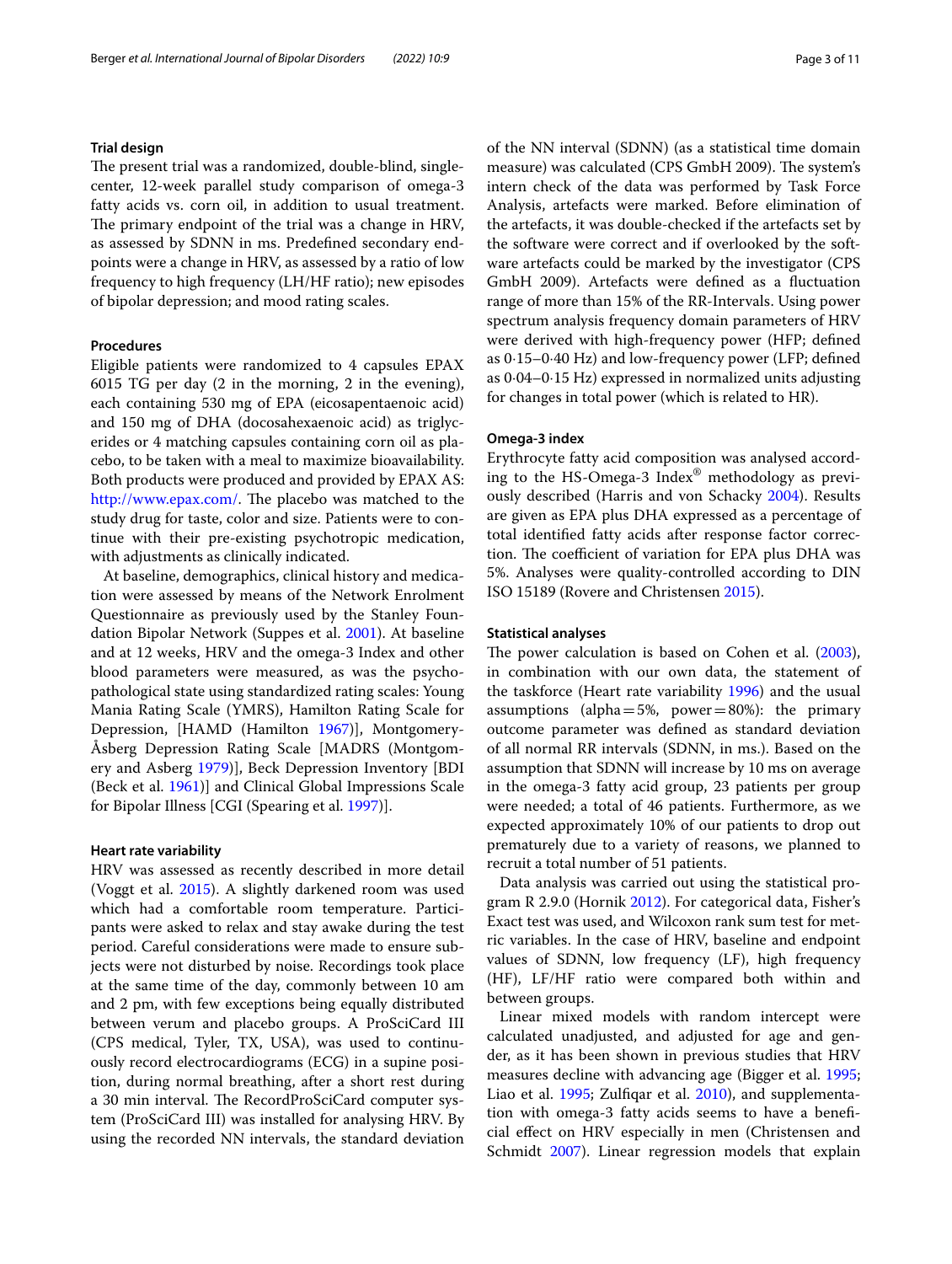### Trial design

The present trial was a randomized, double-blind, single-center, 12-week parallel study comparison of omega-3 fatty acids vs. corn oil, in addition to usual treatment. The primary endpoint of the trial was a change in HRV, as assessed by SDNN in ms. Predefined secondary endpoints were a change in HRV, as assessed by a ratio of low frequency to high frequency (LH/HF ratio); new episodes of bipolar depression; and mood rating scales.

### Procedures

Eligible patients were randomized to 4 capsules EPAX 6015 TG per day (2 in the morning, 2 in the evening), each containing 530 mg of EPA (eicosapentaenoic acid) and 150 mg of DHA (docosahexaenoic acid) as triglycerides or 4 matching capsules containing corn oil as placebo, to be taken with a meal to maximize bioavailability. Both products were produced and provided by EPAX AS: http://www.epax.com/. The placebo was matched to the study drug for taste, color and size. Patients were to continue with their pre-existing psychotropic medication, with adjustments as clinically indicated.

At baseline, demographics, clinical history and medication were assessed by means of the Network Enrolment Questionnaire as previously used by the Stanley Foundation Bipolar Network (Suppes et al. 2001). At baseline and at 12 weeks, HRV and the omega-3 Index and other blood parameters were measured, as was the psychopathological state using standardized rating scales: Young Mania Rating Scale (YMRS), Hamilton Rating Scale for Depression, [HAMD (Hamilton 1967)], Montgomery-Åsberg Depression Rating Scale [MADRS (Montgomery and Asberg 1979)], Beck Depression Inventory [BDI (Beck et al. 1961)] and Clinical Global Impressions Scale for Bipolar Illness [CGI (Spearing et al. 1997)].

### Heart rate variability

HRV was assessed as recently described in more detail (Voggt et al. 2015). A slightly darkened room was used which had a comfortable room temperature. Participants were asked to relax and stay awake during the test period. Careful considerations were made to ensure subjects were not disturbed by noise. Recordings took place at the same time of the day, commonly between 10 am and 2 pm, with few exceptions being equally distributed between verum and placebo groups. A ProSciCard III (CPS medical, Tyler, TX, USA), was used to continuously record electrocardiograms (ECG) in a supine position, during normal breathing, after a short rest during a 30 min interval. The RecordProSciCard computer system (ProSciCard III) was installed for analysing HRV. By using the recorded NN intervals, the standard deviation of the NN interval (SDNN) (as a statistical time domain measure) was calculated (CPS GmbH 2009). The system's intern check of the data was performed by Task Force Analysis, artefacts were marked. Before elimination of the artefacts, it was double-checked if the artefacts set by the software were correct and if overlooked by the software artefacts could be marked by the investigator (CPS GmbH 2009). Artefacts were defined as a fluctuation range of more than 15% of the RR-Intervals. Using power spectrum analysis frequency domain parameters of HRV were derived with high-frequency power (HFP; defined as 0·15–0·40 Hz) and low-frequency power (LFP; defined as 0·04–0·15 Hz) expressed in normalized units adjusting for changes in total power (which is related to HR).

### Omega-3 index

Erythrocyte fatty acid composition was analysed according to the HS-Omega-3 Index® methodology as previously described (Harris and von Schacky 2004). Results are given as EPA plus DHA expressed as a percentage of total identified fatty acids after response factor correction. The coefficient of variation for EPA plus DHA was 5%. Analyses were quality-controlled according to DIN ISO 15189 (Rovere and Christensen 2015).

### Statistical analyses

The power calculation is based on Cohen et al. (2003), in combination with our own data, the statement of the taskforce (Heart rate variability 1996) and the usual assumptions (alpha = 5%, power = 80%): the primary outcome parameter was defined as standard deviation of all normal RR intervals (SDNN, in ms.). Based on the assumption that SDNN will increase by 10 ms on average in the omega-3 fatty acid group, 23 patients per group were needed; a total of 46 patients. Furthermore, as we expected approximately 10% of our patients to drop out prematurely due to a variety of reasons, we planned to recruit a total number of 51 patients.

Data analysis was carried out using the statistical program R 2.9.0 (Hornik 2012). For categorical data, Fisher's Exact test was used, and Wilcoxon rank sum test for metric variables. In the case of HRV, baseline and endpoint values of SDNN, low frequency (LF), high frequency (HF), LF/HF ratio were compared both within and between groups.

Linear mixed models with random intercept were calculated unadjusted, and adjusted for age and gender, as it has been shown in previous studies that HRV measures decline with advancing age (Bigger et al. 1995; Liao et al. 1995; Zulfiqar et al. 2010), and supplementation with omega-3 fatty acids seems to have a beneficial effect on HRV especially in men (Christensen and Schmidt 2007). Linear regression models that explain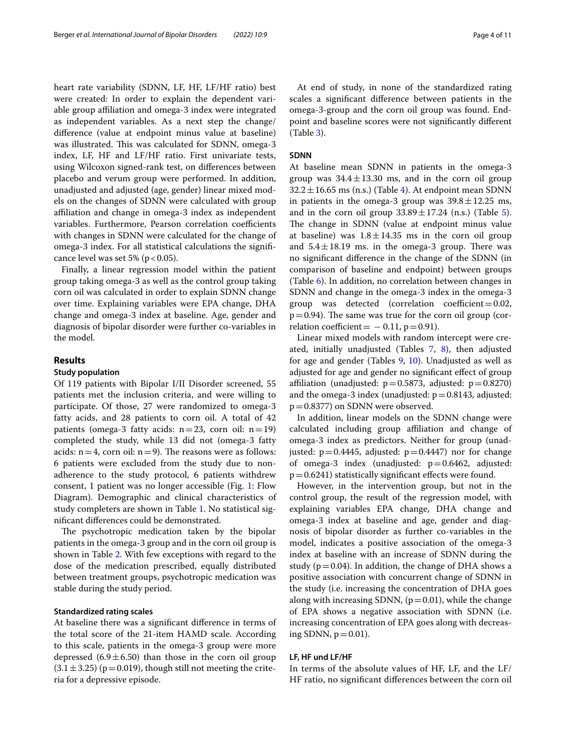heart rate variability (SDNN, LF, HF, LF/HF ratio) best were created: In order to explain the dependent variable group affiliation and omega-3 index were integrated as independent variables. As a next step the change/difference (value at endpoint minus value at baseline) was illustrated. This was calculated for SDNN, omega-3 index, LF, HF and LF/HF ratio. First univariate tests, using Wilcoxon signed-rank test, on differences between placebo and verum group were performed. In addition, unadjusted and adjusted (age, gender) linear mixed models on the changes of SDNN were calculated with group affiliation and change in omega-3 index as independent variables. Furthermore, Pearson correlation coefficients with changes in SDNN were calculated for the change of omega-3 index. For all statistical calculations the significance level was set 5% ($p<0.05$).

Finally, a linear regression model within the patient group taking omega-3 as well as the control group taking corn oil was calculated in order to explain SDNN change over time. Explaining variables were EPA change, DHA change and omega-3 index at baseline. Age, gender and diagnosis of bipolar disorder were further co-variables in the model.

## Results

### Study population

Of 119 patients with Bipolar I/II Disorder screened, 55 patients met the inclusion criteria, and were willing to participate. Of those, 27 were randomized to omega-3 fatty acids, and 28 patients to corn oil. A total of 42 patients (omega-3 fatty acids: $n=23$, corn oil: $n=19$) completed the study, while 13 did not (omega-3 fatty acids: $n=4$, corn oil: $n=9$). The reasons were as follows: 6 patients were excluded from the study due to non-adherence to the study protocol, 6 patients withdrew consent, 1 patient was no longer accessible (Fig. 1: Flow Diagram). Demographic and clinical characteristics of study completers are shown in Table 1. No statistical significant differences could be demonstrated.

The psychotropic medication taken by the bipolar patients in the omega-3 group and in the corn oil group is shown in Table 2. With few exceptions with regard to the dose of the medication prescribed, equally distributed between treatment groups, psychotropic medication was stable during the study period.

### Standardized rating scales

At baseline there was a significant difference in terms of the total score of the 21-item HAMD scale. According to this scale, patients in the omega-3 group were more depressed ($6.9 \pm 6.50$) than those in the corn oil group ($3.1 \pm 3.25$) ($p=0.019$), though still not meeting the criteria for a depressive episode.

At end of study, in none of the standardized rating scales a significant difference between patients in the omega-3-group and the corn oil group was found. Endpoint and baseline scores were not significantly different (Table 3).

### SDNN

At baseline mean SDNN in patients in the omega-3 group was $34.4 \pm 13.30$ ms, and in the corn oil group $32.2 \pm 16.65$ ms (n.s.) (Table 4). At endpoint mean SDNN in patients in the omega-3 group was $39.8 \pm 12.25$ ms, and in the corn oil group $33.89 \pm 17.24$ (n.s.) (Table 5). The change in SDNN (value at endpoint minus value at baseline) was $1.8 \pm 14.35$ ms in the corn oil group and $5.4 \pm 18.19$ ms. in the omega-3 group. There was no significant difference in the change of the SDNN (in comparison of baseline and endpoint) between groups (Table 6). In addition, no correlation between changes in SDNN and change in the omega-3 index in the omega-3 group was detected (correlation coefficient $=0.02$, $p=0.94$). The same was true for the corn oil group (correlation coefficient $=-0.11$, $p=0.91$).

Linear mixed models with random intercept were created, initially unadjusted (Tables 7, 8), then adjusted for age and gender (Tables 9, 10). Unadjusted as well as adjusted for age and gender no significant effect of group affiliation (unadjusted: $p=0.5873$, adjusted: $p=0.8270$) and the omega-3 index (unadjusted: $p=0.8143$, adjusted: $p=0.8377$) on SDNN were observed.

In addition, linear models on the SDNN change were calculated including group affiliation and change of omega-3 index as predictors. Neither for group (unadjusted: $p=0.4445$, adjusted: $p=0.4447$) nor for change of omega-3 index (unadjusted: $p=0.6462$, adjusted: $p=0.6241$) statistically significant effects were found.

However, in the intervention group, but not in the control group, the result of the regression model, with explaining variables EPA change, DHA change and omega-3 index at baseline and age, gender and diagnosis of bipolar disorder as further co-variables in the model, indicates a positive association of the omega-3 index at baseline with an increase of SDNN during the study ($p=0.04$). In addition, the change of DHA shows a positive association with concurrent change of SDNN in the study (i.e. increasing the concentration of DHA goes along with increasing SDNN, ($p=0.01$), while the change of EPA shows a negative association with SDNN (i.e. increasing concentration of EPA goes along with decreasing SDNN, $p=0.01$).

### LF, HF und LF/HF

In terms of the absolute values of HF, LF, and the LF/HF ratio, no significant differences between the corn oil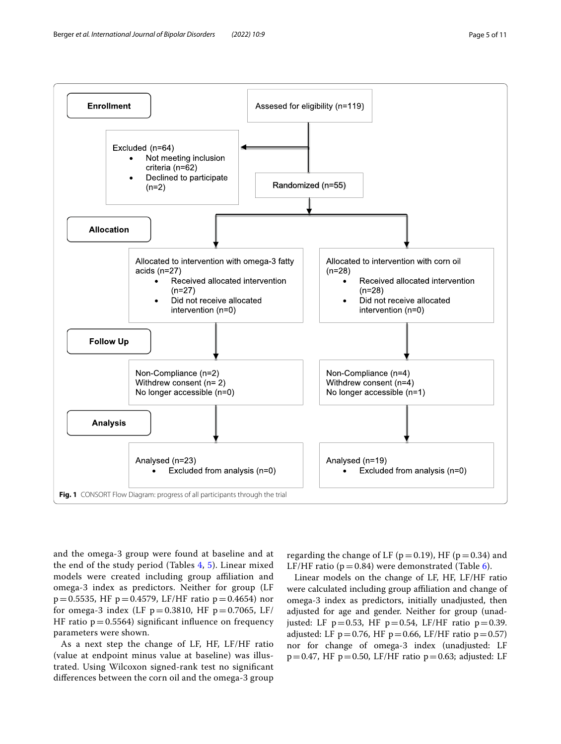**Enrollment**

Assesed for eligibility (n=119)

Excluded (n=64)
- Not meeting inclusion criteria (n=62)
- Declined to participate (n=2)

Randomized (n=55)

**Allocation**

Allocated to intervention with omega-3 fatty acids (n=27)
- Received allocated intervention (n=27)
- Did not receive allocated intervention (n=0)

Allocated to intervention with corn oil (n=28)
- Received allocated intervention (n=28)
- Did not receive allocated intervention (n=0)

**Follow Up**

Non-Compliance (n=2)
Withdrew consent (n= 2)
No longer accessible (n=0)

Non-Compliance (n=4)
Withdrew consent (n=4)
No longer accessible (n=1)

**Analysis**

Analysed (n=23)
- Excluded from analysis (n=0)

Analysed (n=19)
- Excluded from analysis (n=0)

**Fig. 1** CONSORT Flow Diagram: progress of all participants through the trial

and the omega-3 group were found at baseline and at the end of the study period (Tables 4, 5). Linear mixed models were created including group affiliation and omega-3 index as predictors. Neither for group (LF $p=0.5535$, HF $p=0.4579$, LF/HF ratio $p=0.4654$) nor for omega-3 index (LF $p=0.3810$, HF $p=0.7065$, LF/HF ratio $p=0.5564$) significant influence on frequency parameters were shown.

As a next step the change of LF, HF, LF/HF ratio (value at endpoint minus value at baseline) was illustrated. Using Wilcoxon signed-rank test no significant differences between the corn oil and the omega-3 group regarding the change of LF ($p=0.19$), HF ($p=0.34$) and LF/HF ratio ($p=0.84$) were demonstrated (Table 6).

Linear models on the change of LF, HF, LF/HF ratio were calculated including group affiliation and change of omega-3 index as predictors, initially unadjusted, then adjusted for age and gender. Neither for group (unadjusted: LF $p=0.53$, HF $p=0.54$, LF/HF ratio $p=0.39$. adjusted: LF $p=0.76$, HF $p=0.66$, LF/HF ratio $p=0.57$) nor for change of omega-3 index (unadjusted: LF $p=0.47$, HF $p=0.50$, LF/HF ratio $p=0.63$; adjusted: LF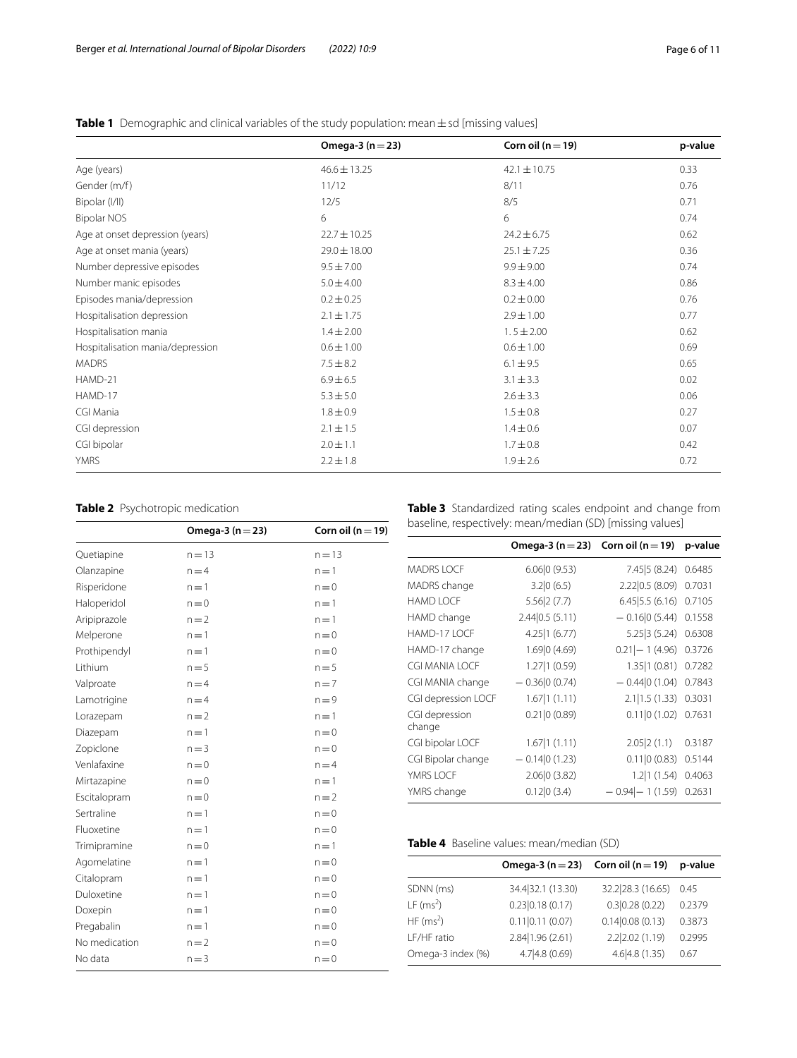**Table 1** Demographic and clinical variables of the study population: mean ± sd [missing values]

| | Omega-3 (n = 23) | Corn oil (n = 19) | p-value |
|---|---|---|---|
| Age (years) | 46.6 ± 13.25 | 42.1 ± 10.75 | 0.33 |
| Gender (m/f) | 11/12 | 8/11 | 0.76 |
| Bipolar (I/II) | 12/5 | 8/5 | 0.71 |
| Bipolar NOS | 6 | 6 | 0.74 |
| Age at onset depression (years) | 22.7 ± 10.25 | 24.2 ± 6.75 | 0.62 |
| Age at onset mania (years) | 29.0 ± 18.00 | 25.1 ± 7.25 | 0.36 |
| Number depressive episodes | 9.5 ± 7.00 | 9.9 ± 9.00 | 0.74 |
| Number manic episodes | 5.0 ± 4.00 | 8.3 ± 4.00 | 0.86 |
| Episodes mania/depression | 0.2 ± 0.25 | 0.2 ± 0.00 | 0.76 |
| Hospitalisation depression | 2.1 ± 1.75 | 2.9 ± 1.00 | 0.77 |
| Hospitalisation mania | 1.4 ± 2.00 | 1. 5 ± 2.00 | 0.62 |
| Hospitalisation mania/depression | 0.6 ± 1.00 | 0.6 ± 1.00 | 0.69 |
| MADRS | 7.5 ± 8.2 | 6.1 ± 9.5 | 0.65 |
| HAMD-21 | 6.9 ± 6.5 | 3.1 ± 3.3 | 0.02 |
| HAMD-17 | 5.3 ± 5.0 | 2.6 ± 3.3 | 0.06 |
| CGI Mania | 1.8 ± 0.9 | 1.5 ± 0.8 | 0.27 |
| CGI depression | 2.1 ± 1.5 | 1.4 ± 0.6 | 0.07 |
| CGI bipolar | 2.0 ± 1.1 | 1.7 ± 0.8 | 0.42 |
| YMRS | 2.2 ± 1.8 | 1.9 ± 2.6 | 0.72 |

**Table 2** Psychotropic medication

| | Omega-3 (n = 23) | Corn oil (n = 19) |
|---|---|---|
| Quetiapine | n = 13 | n = 13 |
| Olanzapine | n = 4 | n = 1 |
| Risperidone | n = 1 | n = 0 |
| Haloperidol | n = 0 | n = 1 |
| Aripiprazole | n = 2 | n = 1 |
| Melperone | n = 1 | n = 0 |
| Prothipendyl | n = 1 | n = 0 |
| Lithium | n = 5 | n = 5 |
| Valproate | n = 4 | n = 7 |
| Lamotrigine | n = 4 | n = 9 |
| Lorazepam | n = 2 | n = 1 |
| Diazepam | n = 1 | n = 0 |
| Zopiclone | n = 3 | n = 0 |
| Venlafaxine | n = 0 | n = 4 |
| Mirtazapine | n = 0 | n = 1 |
| Escitalopram | n = 0 | n = 2 |
| Sertraline | n = 1 | n = 0 |
| Fluoxetine | n = 1 | n = 0 |
| Trimipramine | n = 0 | n = 1 |
| Agomelatine | n = 1 | n = 0 |
| Citalopram | n = 1 | n = 0 |
| Duloxetine | n = 1 | n = 0 |
| Doxepin | n = 1 | n = 0 |
| Pregabalin | n = 1 | n = 0 |
| No medication | n = 2 | n = 0 |
| No data | n = 3 | n = 0 |

**Table 3** Standardized rating scales endpoint and change from baseline, respectively: mean/median (SD) [missing values]

| | Omega-3 (n = 23) | Corn oil (n = 19) | p-value |
|---|---|---|---|
| MADRS LOCF | 6.06\|0 (9.53) | 7.45\|5 (8.24) | 0.6485 |
| MADRS change | 3.2\|0 (6.5) | 2.22\|0.5 (8.09) | 0.7031 |
| HAMD LOCF | 5.56\|2 (7.7) | 6.45\|5.5 (6.16) | 0.7105 |
| HAMD change | 2.44\|0.5 (5.11) | − 0.16\|0 (5.44) | 0.1558 |
| HAMD-17 LOCF | 4.25\|1 (6.77) | 5.25\|3 (5.24) | 0.6308 |
| HAMD-17 change | 1.69\|0 (4.69) | 0.21\|− 1 (4.96) | 0.3726 |
| CGI MANIA LOCF | 1.27\|1 (0.59) | 1.35\|1 (0.81) | 0.7282 |
| CGI MANIA change | − 0.36\|0 (0.74) | − 0.44\|0 (1.04) | 0.7843 |
| CGI depression LOCF | 1.67\|1 (1.11) | 2.1\|1.5 (1.33) | 0.3031 |
| CGI depression change | 0.21\|0 (0.89) | 0.11\|0 (1.02) | 0.7631 |
| CGI bipolar LOCF | 1.67\|1 (1.11) | 2.05\|2 (1.1) | 0.3187 |
| CGI Bipolar change | − 0.14\|0 (1.23) | 0.11\|0 (0.83) | 0.5144 |
| YMRS LOCF | 2.06\|0 (3.82) | 1.2\|1 (1.54) | 0.4063 |
| YMRS change | 0.12\|0 (3.4) | − 0.94\|− 1 (1.59) | 0.2631 |

**Table 4** Baseline values: mean/median (SD)

| | Omega-3 (n = 23) | Corn oil (n = 19) | p-value |
|---|---|---|---|
| SDNN (ms) | 34.4\|32.1 (13.30) | 32.2\|28.3 (16.65) | 0.45 |
| LF ($ms^2$) | 0.23\|0.18 (0.17) | 0.3\|0.28 (0.22) | 0.2379 |
| HF ($ms^2$) | 0.11\|0.11 (0.07) | 0.14\|0.08 (0.13) | 0.3873 |
| LF/HF ratio | 2.84\|1.96 (2.61) | 2.2\|2.02 (1.19) | 0.2995 |
| Omega-3 index (%) | 4.7\|4.8 (0.69) | 4.6\|4.8 (1.35) | 0.67 |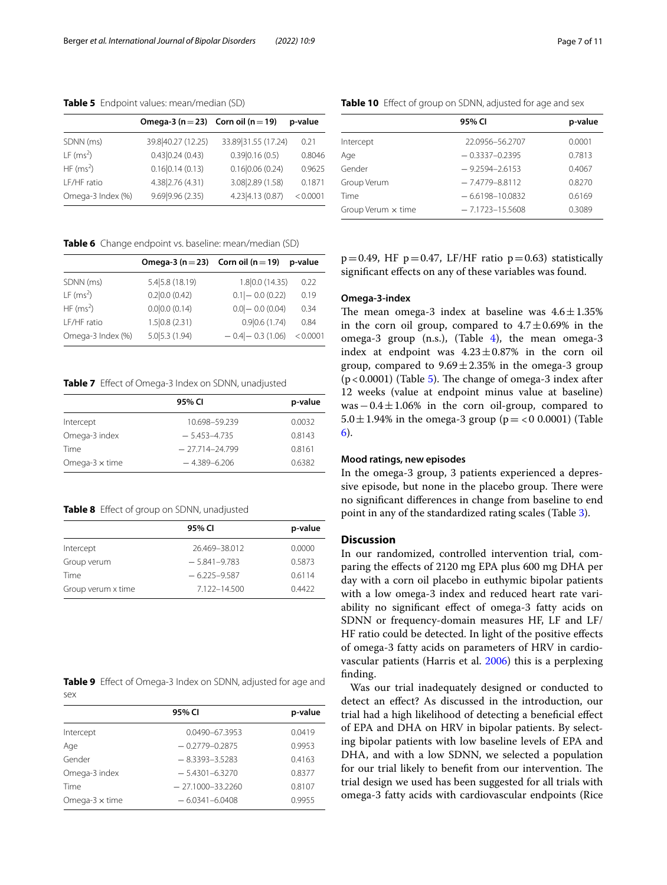**Table 5** Endpoint values: mean/median (SD)

| | Omega-3 (n = 23) | Corn oil (n = 19) | p-value |
|---|---|---|---|
| SDNN (ms) | 39.8\|40.27 (12.25) | 33.89\|31.55 (17.24) | 0.21 |
| LF ($ms^2$) | 0.43\|0.24 (0.43) | 0.39\|0.16 (0.5) | 0.8046 |
| HF ($ms^2$) | 0.16\|0.14 (0.13) | 0.16\|0.06 (0.24) | 0.9625 |
| LF/HF ratio | 4.38\|2.76 (4.31) | 3.08\|2.89 (1.58) | 0.1871 |
| Omega-3 Index (%) | 9.69\|9.96 (2.35) | 4.23\|4.13 (0.87) | < 0.0001 |

**Table 6** Change endpoint vs. baseline: mean/median (SD)

| | Omega-3 (n = 23) | Corn oil (n = 19) | p-value |
|---|---|---|---|
| SDNN (ms) | 5.4\|5.8 (18.19) | 1.8\|0.0 (14.35) | 0.22 |
| LF ($ms^2$) | 0.2\|0.0 (0.42) | 0.1\|− 0.0 (0.22) | 0.19 |
| HF ($ms^2$) | 0.0\|0.0 (0.14) | 0.0\|− 0.0 (0.04) | 0.34 |
| LF/HF ratio | 1.5\|0.8 (2.31) | 0.9\|0.6 (1.74) | 0.84 |
| Omega-3 Index (%) | 5.0\|5.3 (1.94) | − 0.4\|− 0.3 (1.06) | < 0.0001 |

**Table 7** Effect of Omega-3 Index on SDNN, unadjusted

| | 95% CI | p-value |
|---|---|---|
| Intercept | 10.698–59.239 | 0.0032 |
| Omega-3 index | − 5.453–4.735 | 0.8143 |
| Time | − 27.714–24.799 | 0.8161 |
| Omega-3 × time | − 4.389–6.206 | 0.6382 |

**Table 8** Effect of group on SDNN, unadjusted

| | 95% CI | p-value |
|---|---|---|
| Intercept | 26.469–38.012 | 0.0000 |
| Group verum | − 5.841–9.783 | 0.5873 |
| Time | − 6.225–9.587 | 0.6114 |
| Group verum x time | 7.122–14.500 | 0.4422 |

**Table 9** Effect of Omega-3 Index on SDNN, adjusted for age and sex

| | 95% CI | p-value |
|---|---|---|
| Intercept | 0.0490–67.3953 | 0.0419 |
| Age | − 0.2779–0.2875 | 0.9953 |
| Gender | − 8.3393–3.5283 | 0.4163 |
| Omega-3 index | − 5.4301–6.3270 | 0.8377 |
| Time | − 27.1000–33.2260 | 0.8107 |
| Omega-3 × time | − 6.0341–6.0408 | 0.9955 |

**Table 10** Effect of group on SDNN, adjusted for age and sex

| | 95% CI | p-value |
|---|---|---|
| Intercept | 22.0956–56.2707 | 0.0001 |
| Age | − 0.3337–0.2395 | 0.7813 |
| Gender | − 9.2594–2.6153 | 0.4067 |
| Group Verum | − 7.4779–8.8112 | 0.8270 |
| Time | − 6.6198–10.0832 | 0.6169 |
| Group Verum × time | − 7.1723–15.5608 | 0.3089 |

$p = 0.49$, HF $p = 0.47$, LF/HF ratio $p = 0.63$) statistically significant effects on any of these variables was found.

### Omega-3-index

The mean omega-3 index at baseline was $4.6 \pm 1.35\%$ in the corn oil group, compared to $4.7 \pm 0.69\%$ in the omega-3 group (n.s.), (Table 4), the mean omega-3 index at endpoint was $4.23 \pm 0.87\%$ in the corn oil group, compared to $9.69 \pm 2.35\%$ in the omega-3 group ($p < 0.0001$) (Table 5). The change of omega-3 index after 12 weeks (value at endpoint minus value at baseline) was $-0.4 \pm 1.06\%$ in the corn oil-group, compared to $5.0 \pm 1.94\%$ in the omega-3 group ($p = < 0$ 0.0001) (Table 6).

### Mood ratings, new episodes

In the omega-3 group, 3 patients experienced a depressive episode, but none in the placebo group. There were no significant differences in change from baseline to end point in any of the standardized rating scales (Table 3).

## Discussion

In our randomized, controlled intervention trial, comparing the effects of 2120 mg EPA plus 600 mg DHA per day with a corn oil placebo in euthymic bipolar patients with a low omega-3 index and reduced heart rate variability no significant effect of omega-3 fatty acids on SDNN or frequency-domain measures HF, LF and LF/HF ratio could be detected. In light of the positive effects of omega-3 fatty acids on parameters of HRV in cardiovascular patients (Harris et al. 2006) this is a perplexing finding.

Was our trial inadequately designed or conducted to detect an effect? As discussed in the introduction, our trial had a high likelihood of detecting a beneficial effect of EPA and DHA on HRV in bipolar patients. By selecting bipolar patients with low baseline levels of EPA and DHA, and with a low SDNN, we selected a population for our trial likely to benefit from our intervention. The trial design we used has been suggested for all trials with omega-3 fatty acids with cardiovascular endpoints (Rice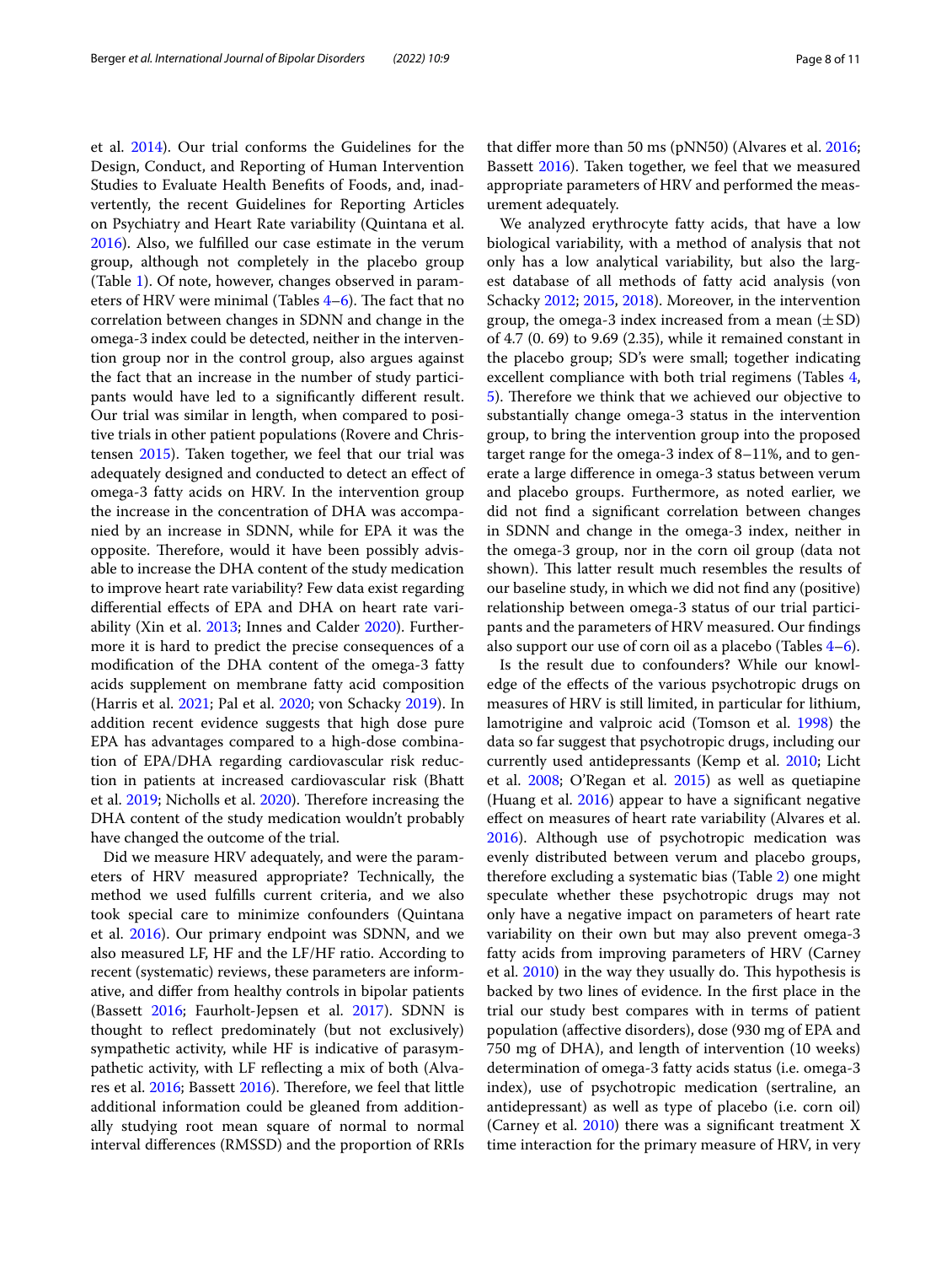et al. 2014). Our trial conforms the Guidelines for the Design, Conduct, and Reporting of Human Intervention Studies to Evaluate Health Benefits of Foods, and, inadvertently, the recent Guidelines for Reporting Articles on Psychiatry and Heart Rate variability (Quintana et al. 2016). Also, we fulfilled our case estimate in the verum group, although not completely in the placebo group (Table 1). Of note, however, changes observed in parameters of HRV were minimal (Tables 4–6). The fact that no correlation between changes in SDNN and change in the omega-3 index could be detected, neither in the intervention group nor in the control group, also argues against the fact that an increase in the number of study participants would have led to a significantly different result. Our trial was similar in length, when compared to positive trials in other patient populations (Rovere and Christensen 2015). Taken together, we feel that our trial was adequately designed and conducted to detect an effect of omega-3 fatty acids on HRV. In the intervention group the increase in the concentration of DHA was accompanied by an increase in SDNN, while for EPA it was the opposite. Therefore, would it have been possibly advisable to increase the DHA content of the study medication to improve heart rate variability? Few data exist regarding differential effects of EPA and DHA on heart rate variability (Xin et al. 2013; Innes and Calder 2020). Furthermore it is hard to predict the precise consequences of a modification of the DHA content of the omega-3 fatty acids supplement on membrane fatty acid composition (Harris et al. 2021; Pal et al. 2020; von Schacky 2019). In addition recent evidence suggests that high dose pure EPA has advantages compared to a high-dose combination of EPA/DHA regarding cardiovascular risk reduction in patients at increased cardiovascular risk (Bhatt et al. 2019; Nicholls et al. 2020). Therefore increasing the DHA content of the study medication wouldn't probably have changed the outcome of the trial.

Did we measure HRV adequately, and were the parameters of HRV measured appropriate? Technically, the method we used fulfills current criteria, and we also took special care to minimize confounders (Quintana et al. 2016). Our primary endpoint was SDNN, and we also measured LF, HF and the LF/HF ratio. According to recent (systematic) reviews, these parameters are informative, and differ from healthy controls in bipolar patients (Bassett 2016; Faurholt-Jepsen et al. 2017). SDNN is thought to reflect predominately (but not exclusively) sympathetic activity, while HF is indicative of parasympathetic activity, with LF reflecting a mix of both (Alvares et al. 2016; Bassett 2016). Therefore, we feel that little additional information could be gleaned from additionally studying root mean square of normal to normal interval differences (RMSSD) and the proportion of RRIs that differ more than 50 ms (pNN50) (Alvares et al. 2016; Bassett 2016). Taken together, we feel that we measured appropriate parameters of HRV and performed the measurement adequately.

We analyzed erythrocyte fatty acids, that have a low biological variability, with a method of analysis that not only has a low analytical variability, but also the largest database of all methods of fatty acid analysis (von Schacky 2012; 2015, 2018). Moreover, in the intervention group, the omega-3 index increased from a mean (±SD) of 4.7 (0. 69) to 9.69 (2.35), while it remained constant in the placebo group; SD's were small; together indicating excellent compliance with both trial regimens (Tables 4, 5). Therefore we think that we achieved our objective to substantially change omega-3 status in the intervention group, to bring the intervention group into the proposed target range for the omega-3 index of 8–11%, and to generate a large difference in omega-3 status between verum and placebo groups. Furthermore, as noted earlier, we did not find a significant correlation between changes in SDNN and change in the omega-3 index, neither in the omega-3 group, nor in the corn oil group (data not shown). This latter result much resembles the results of our baseline study, in which we did not find any (positive) relationship between omega-3 status of our trial participants and the parameters of HRV measured. Our findings also support our use of corn oil as a placebo (Tables 4–6).

Is the result due to confounders? While our knowledge of the effects of the various psychotropic drugs on measures of HRV is still limited, in particular for lithium, lamotrigine and valproic acid (Tomson et al. 1998) the data so far suggest that psychotropic drugs, including our currently used antidepressants (Kemp et al. 2010; Licht et al. 2008; O'Regan et al. 2015) as well as quetiapine (Huang et al. 2016) appear to have a significant negative effect on measures of heart rate variability (Alvares et al. 2016). Although use of psychotropic medication was evenly distributed between verum and placebo groups, therefore excluding a systematic bias (Table 2) one might speculate whether these psychotropic drugs may not only have a negative impact on parameters of heart rate variability on their own but may also prevent omega-3 fatty acids from improving parameters of HRV (Carney et al. 2010) in the way they usually do. This hypothesis is backed by two lines of evidence. In the first place in the trial our study best compares with in terms of patient population (affective disorders), dose (930 mg of EPA and 750 mg of DHA), and length of intervention (10 weeks) determination of omega-3 fatty acids status (i.e. omega-3 index), use of psychotropic medication (sertraline, an antidepressant) as well as type of placebo (i.e. corn oil) (Carney et al. 2010) there was a significant treatment X time interaction for the primary measure of HRV, in very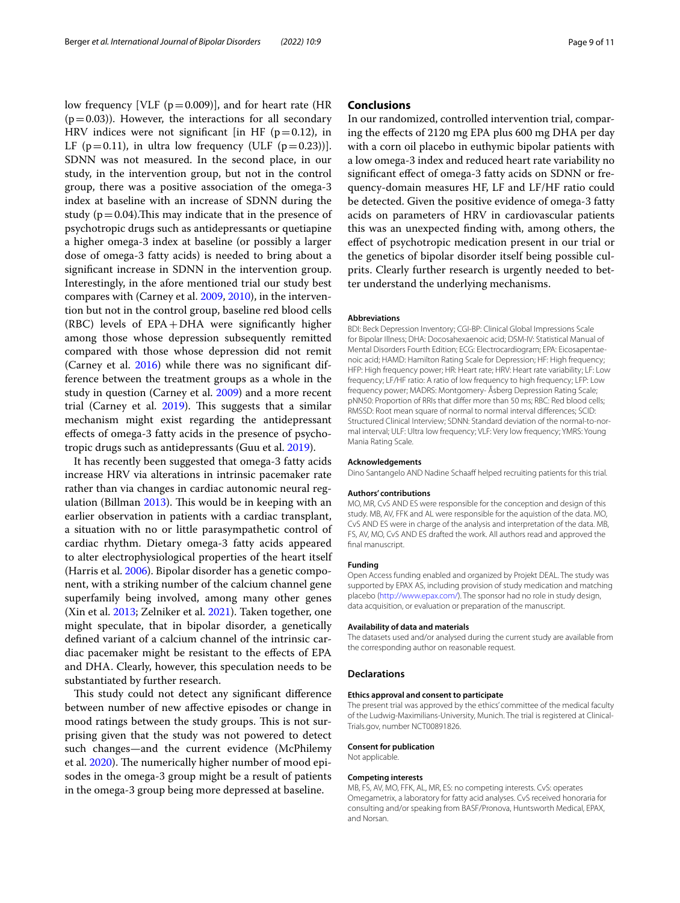low frequency [VLF ($p=0.009$)], and for heart rate (HR ($p=0.03$)). However, the interactions for all secondary HRV indices were not significant [in HF ($p=0.12$), in LF ($p=0.11$), in ultra low frequency (ULF ($p=0.23$))]. SDNN was not measured. In the second place, in our study, in the intervention group, but not in the control group, there was a positive association of the omega-3 index at baseline with an increase of SDNN during the study ($p=0.04$).This may indicate that in the presence of psychotropic drugs such as antidepressants or quetiapine a higher omega-3 index at baseline (or possibly a larger dose of omega-3 fatty acids) is needed to bring about a significant increase in SDNN in the intervention group. Interestingly, in the afore mentioned trial our study best compares with (Carney et al. 2009, 2010), in the intervention but not in the control group, baseline red blood cells (RBC) levels of EPA + DHA were significantly higher among those whose depression subsequently remitted compared with those whose depression did not remit (Carney et al. 2016) while there was no significant difference between the treatment groups as a whole in the study in question (Carney et al. 2009) and a more recent trial (Carney et al. 2019). This suggests that a similar mechanism might exist regarding the antidepressant effects of omega-3 fatty acids in the presence of psychotropic drugs such as antidepressants (Guu et al. 2019).

It has recently been suggested that omega-3 fatty acids increase HRV via alterations in intrinsic pacemaker rate rather than via changes in cardiac autonomic neural regulation (Billman 2013). This would be in keeping with an earlier observation in patients with a cardiac transplant, a situation with no or little parasympathetic control of cardiac rhythm. Dietary omega-3 fatty acids appeared to alter electrophysiological properties of the heart itself (Harris et al. 2006). Bipolar disorder has a genetic component, with a striking number of the calcium channel gene superfamily being involved, among many other genes (Xin et al. 2013; Zelniker et al. 2021). Taken together, one might speculate, that in bipolar disorder, a genetically defined variant of a calcium channel of the intrinsic cardiac pacemaker might be resistant to the effects of EPA and DHA. Clearly, however, this speculation needs to be substantiated by further research.

This study could not detect any significant difference between number of new affective episodes or change in mood ratings between the study groups. This is not surprising given that the study was not powered to detect such changes—and the current evidence (McPhilemy et al. 2020). The numerically higher number of mood episodes in the omega-3 group might be a result of patients in the omega-3 group being more depressed at baseline.

## Conclusions

In our randomized, controlled intervention trial, comparing the effects of 2120 mg EPA plus 600 mg DHA per day with a corn oil placebo in euthymic bipolar patients with a low omega-3 index and reduced heart rate variability no significant effect of omega-3 fatty acids on SDNN or frequency-domain measures HF, LF and LF/HF ratio could be detected. Given the positive evidence of omega-3 fatty acids on parameters of HRV in cardiovascular patients this was an unexpected finding with, among others, the effect of psychotropic medication present in our trial or the genetics of bipolar disorder itself being possible culprits. Clearly further research is urgently needed to better understand the underlying mechanisms.

#### Abbreviations

BDI: Beck Depression Inventory; CGI-BP: Clinical Global Impressions Scale for Bipolar Illness; DHA: Docosahexaenoic acid; DSM-IV: Statistical Manual of Mental Disorders Fourth Edition; ECG: Electrocardiogram; EPA: Eicosapentaenoic acid; HAMD: Hamilton Rating Scale for Depression; HF: High frequency; HFP: High frequency power; HR: Heart rate; HRV: Heart rate variability; LF: Low frequency; LF/HF ratio: A ratio of low frequency to high frequency; LFP: Low frequency power; MADRS: Montgomery- Åsberg Depression Rating Scale; pNN50: Proportion of RRIs that differ more than 50 ms; RBC: Red blood cells; RMSSD: Root mean square of normal to normal interval differences; SCID: Structured Clinical Interview; SDNN: Standard deviation of the normal-to-normal interval; ULF: Ultra low frequency; VLF: Very low frequency; YMRS: Young Mania Rating Scale.

#### Acknowledgements

Dino Santangelo AND Nadine Schaaff helped recruiting patients for this trial.

#### Authors' contributions

MO, MR, CvS AND ES were responsible for the conception and design of this study. MB, AV, FFK and AL were responsible for the aquistion of the data. MO, CvS AND ES were in charge of the analysis and interpretation of the data. MB, FS, AV, MO, CvS AND ES drafted the work. All authors read and approved the final manuscript.

#### Funding

Open Access funding enabled and organized by Projekt DEAL. The study was supported by EPAX AS, including provision of study medication and matching placebo (http://www.epax.com/). The sponsor had no role in study design, data acquisition, or evaluation or preparation of the manuscript.

#### Availability of data and materials

The datasets used and/or analysed during the current study are available from the corresponding author on reasonable request.

### Declarations

#### Ethics approval and consent to participate

The present trial was approved by the ethics' committee of the medical faculty of the Ludwig-Maximilians-University, Munich. The trial is registered at ClinicalTrials.gov, number NCT00891826.

#### Consent for publication

Not applicable.

#### Competing interests

MB, FS, AV, MO, FFK, AL, MR, ES: no competing interests. CvS: operates Omegametrix, a laboratory for fatty acid analyses. CvS received honoraria for consulting and/or speaking from BASF/Pronova, Huntsworth Medical, EPAX, and Norsan.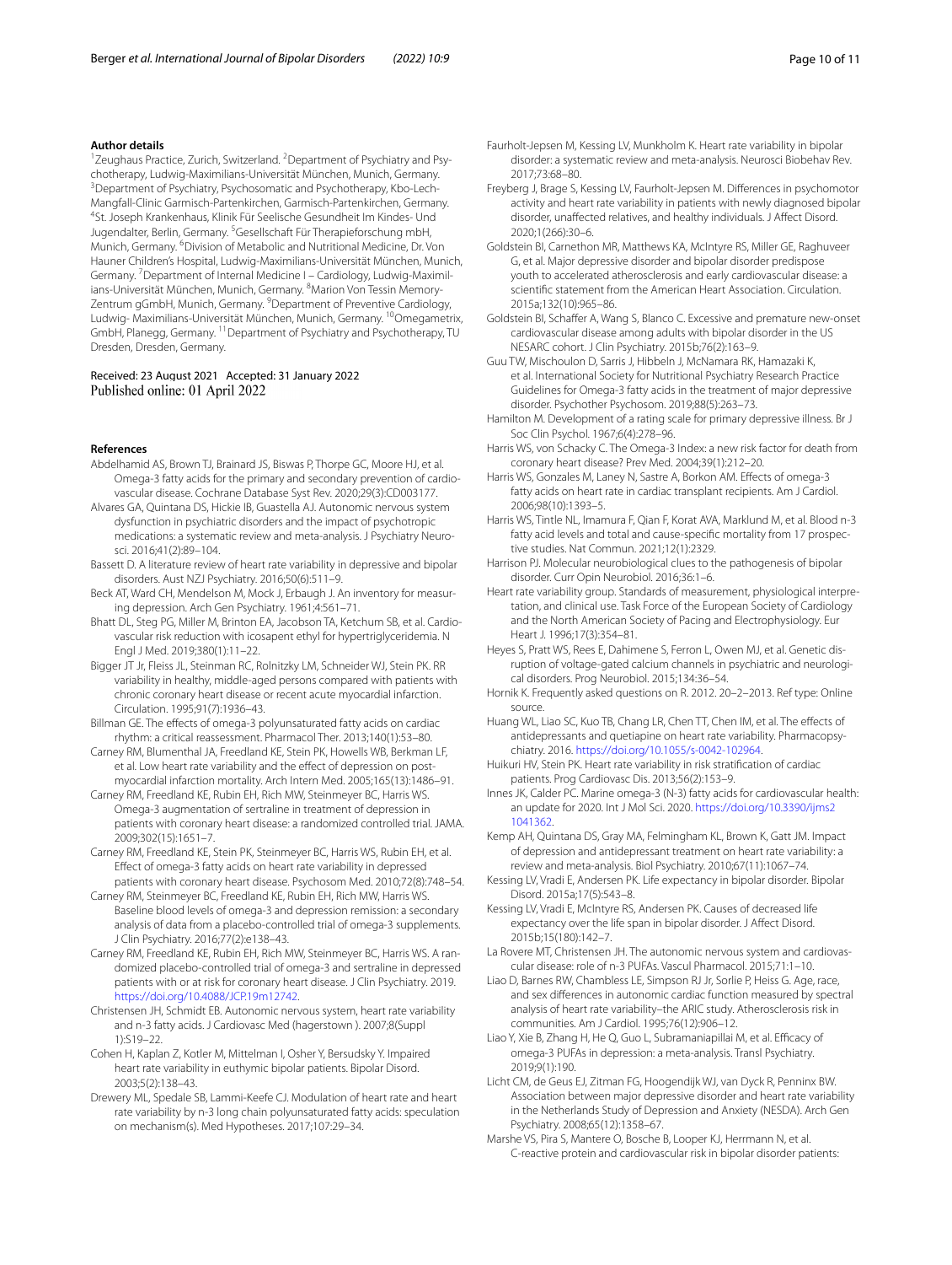**Author details**

[1]Zeughaus Practice, Zurich, Switzerland. [2]Department of Psychiatry and Psychotherapy, Ludwig-Maximilians-Universität München, Munich, Germany. [3]Department of Psychiatry, Psychosomatic and Psychotherapy, Kbo-Lech-Mangfall-Clinic Garmisch-Partenkirchen, Garmisch-Partenkirchen, Germany. [4]St. Joseph Krankenhaus, Klinik Für Seelische Gesundheit Im Kindes- Und Jugendalter, Berlin, Germany. [5]Gesellschaft Für Therapieforschung mbH, Munich, Germany. [6]Division of Metabolic and Nutritional Medicine, Dr. Von Hauner Children's Hospital, Ludwig-Maximilians-Universität München, Munich, Germany. [7]Department of Internal Medicine I – Cardiology, Ludwig-Maximilians-Universität München, Munich, Germany. [8]Marion Von Tessin Memory-Zentrum gGmbH, Munich, Germany. [9]Department of Preventive Cardiology, Ludwig- Maximilians-Universität München, Munich, Germany. [10]Omegametrix, GmbH, Planegg, Germany. [11]Department of Psychiatry and Psychotherapy, TU Dresden, Dresden, Germany.

Received: 23 August 2021 Accepted: 31 January 2022
Published online: 01 April 2022

**References**

Abdelhamid AS, Brown TJ, Brainard JS, Biswas P, Thorpe GC, Moore HJ, et al. Omega-3 fatty acids for the primary and secondary prevention of cardiovascular disease. Cochrane Database Syst Rev. 2020;29(3):CD003177.

Alvares GA, Quintana DS, Hickie IB, Guastella AJ. Autonomic nervous system dysfunction in psychiatric disorders and the impact of psychotropic medications: a systematic review and meta-analysis. J Psychiatry Neurosci. 2016;41(2):89–104.

Bassett D. A literature review of heart rate variability in depressive and bipolar disorders. Aust NZJ Psychiatry. 2016;50(6):511–9.

Beck AT, Ward CH, Mendelson M, Mock J, Erbaugh J. An inventory for measuring depression. Arch Gen Psychiatry. 1961;4:561–71.

Bhatt DL, Steg PG, Miller M, Brinton EA, Jacobson TA, Ketchum SB, et al. Cardiovascular risk reduction with icosapent ethyl for hypertriglyceridemia. N Engl J Med. 2019;380(1):11–22.

Bigger JT Jr, Fleiss JL, Steinman RC, Rolnitzky LM, Schneider WJ, Stein PK. RR variability in healthy, middle-aged persons compared with patients with chronic coronary heart disease or recent acute myocardial infarction. Circulation. 1995;91(7):1936–43.

Billman GE. The effects of omega-3 polyunsaturated fatty acids on cardiac rhythm: a critical reassessment. Pharmacol Ther. 2013;140(1):53–80.

Carney RM, Blumenthal JA, Freedland KE, Stein PK, Howells WB, Berkman LF, et al. Low heart rate variability and the effect of depression on post-myocardial infarction mortality. Arch Intern Med. 2005;165(13):1486–91.

Carney RM, Freedland KE, Rubin EH, Rich MW, Steinmeyer BC, Harris WS. Omega-3 augmentation of sertraline in treatment of depression in patients with coronary heart disease: a randomized controlled trial. JAMA. 2009;302(15):1651–7.

Carney RM, Freedland KE, Stein PK, Steinmeyer BC, Harris WS, Rubin EH, et al. Effect of omega-3 fatty acids on heart rate variability in depressed patients with coronary heart disease. Psychosom Med. 2010;72(8):748–54.

Carney RM, Steinmeyer BC, Freedland KE, Rubin EH, Rich MW, Harris WS. Baseline blood levels of omega-3 and depression remission: a secondary analysis of data from a placebo-controlled trial of omega-3 supplements. J Clin Psychiatry. 2016;77(2):e138–43.

Carney RM, Freedland KE, Rubin EH, Rich MW, Steinmeyer BC, Harris WS. A randomized placebo-controlled trial of omega-3 and sertraline in depressed patients with or at risk for coronary heart disease. J Clin Psychiatry. 2019. https://doi.org/10.4088/JCP.19m12742.

Christensen JH, Schmidt EB. Autonomic nervous system, heart rate variability and n-3 fatty acids. J Cardiovasc Med (hagerstown ). 2007;8(Suppl 1):S19–22.

Cohen H, Kaplan Z, Kotler M, Mittelman I, Osher Y, Bersudsky Y. Impaired heart rate variability in euthymic bipolar patients. Bipolar Disord. 2003;5(2):138–43.

Drewery ML, Spedale SB, Lammi-Keefe CJ. Modulation of heart rate and heart rate variability by n-3 long chain polyunsaturated fatty acids: speculation on mechanism(s). Med Hypotheses. 2017;107:29–34.

Faurholt-Jepsen M, Kessing LV, Munkholm K. Heart rate variability in bipolar disorder: a systematic review and meta-analysis. Neurosci Biobehav Rev. 2017;73:68–80.

Freyberg J, Brage S, Kessing LV, Faurholt-Jepsen M. Differences in psychomotor activity and heart rate variability in patients with newly diagnosed bipolar disorder, unaffected relatives, and healthy individuals. J Affect Disord. 2020;1(266):30–6.

Goldstein BI, Carnethon MR, Matthews KA, McIntyre RS, Miller GE, Raghuveer G, et al. Major depressive disorder and bipolar disorder predispose youth to accelerated atherosclerosis and early cardiovascular disease: a scientific statement from the American Heart Association. Circulation. 2015a;132(10):965–86.

Goldstein BI, Schaffer A, Wang S, Blanco C. Excessive and premature new-onset cardiovascular disease among adults with bipolar disorder in the US NESARC cohort. J Clin Psychiatry. 2015b;76(2):163–9.

Guu TW, Mischoulon D, Sarris J, Hibbeln J, McNamara RK, Hamazaki K, et al. International Society for Nutritional Psychiatry Research Practice Guidelines for Omega-3 fatty acids in the treatment of major depressive disorder. Psychother Psychosom. 2019;88(5):263–73.

Hamilton M. Development of a rating scale for primary depressive illness. Br J Soc Clin Psychol. 1967;6(4):278–96.

Harris WS, von Schacky C. The Omega-3 Index: a new risk factor for death from coronary heart disease? Prev Med. 2004;39(1):212–20.

Harris WS, Gonzales M, Laney N, Sastre A, Borkon AM. Effects of omega-3 fatty acids on heart rate in cardiac transplant recipients. Am J Cardiol. 2006;98(10):1393–5.

Harris WS, Tintle NL, Imamura F, Qian F, Korat AVA, Marklund M, et al. Blood n-3 fatty acid levels and total and cause-specific mortality from 17 prospective studies. Nat Commun. 2021;12(1):2329.

Harrison PJ. Molecular neurobiological clues to the pathogenesis of bipolar disorder. Curr Opin Neurobiol. 2016;36:1–6.

Heart rate variability group. Standards of measurement, physiological interpretation, and clinical use. Task Force of the European Society of Cardiology and the North American Society of Pacing and Electrophysiology. Eur Heart J. 1996;17(3):354–81.

Heyes S, Pratt WS, Rees E, Dahimene S, Ferron L, Owen MJ, et al. Genetic disruption of voltage-gated calcium channels in psychiatric and neurological disorders. Prog Neurobiol. 2015;134:36–54.

Hornik K. Frequently asked questions on R. 2012. 20–2–2013. Ref type: Online source.

Huang WL, Liao SC, Kuo TB, Chang LR, Chen TT, Chen IM, et al. The effects of antidepressants and quetiapine on heart rate variability. Pharmacopsychiatry. 2016. https://doi.org/10.1055/s-0042-102964.

Huikuri HV, Stein PK. Heart rate variability in risk stratification of cardiac patients. Prog Cardiovasc Dis. 2013;56(2):153–9.

Innes JK, Calder PC. Marine omega-3 (N-3) fatty acids for cardiovascular health: an update for 2020. Int J Mol Sci. 2020. https://doi.org/10.3390/ijms21041362.

Kemp AH, Quintana DS, Gray MA, Felmingham KL, Brown K, Gatt JM. Impact of depression and antidepressant treatment on heart rate variability: a review and meta-analysis. Biol Psychiatry. 2010;67(11):1067–74.

Kessing LV, Vradi E, Andersen PK. Life expectancy in bipolar disorder. Bipolar Disord. 2015a;17(5):543–8.

Kessing LV, Vradi E, McIntyre RS, Andersen PK. Causes of decreased life expectancy over the life span in bipolar disorder. J Affect Disord. 2015b;15(180):142–7.

La Rovere MT, Christensen JH. The autonomic nervous system and cardiovascular disease: role of n-3 PUFAs. Vascul Pharmacol. 2015;71:1–10.

Liao D, Barnes RW, Chambless LE, Simpson RJ Jr, Sorlie P, Heiss G. Age, race, and sex differences in autonomic cardiac function measured by spectral analysis of heart rate variability–the ARIC study. Atherosclerosis risk in communities. Am J Cardiol. 1995;76(12):906–12.

Liao Y, Xie B, Zhang H, He Q, Guo L, Subramaniapillai M, et al. Efficacy of omega-3 PUFAs in depression: a meta-analysis. Transl Psychiatry. 2019;9(1):190.

Licht CM, de Geus EJ, Zitman FG, Hoogendijk WJ, van Dyck R, Penninx BW. Association between major depressive disorder and heart rate variability in the Netherlands Study of Depression and Anxiety (NESDA). Arch Gen Psychiatry. 2008;65(12):1358–67.

Marshe VS, Pira S, Mantere O, Bosche B, Looper KJ, Herrmann N, et al. C-reactive protein and cardiovascular risk in bipolar disorder patients: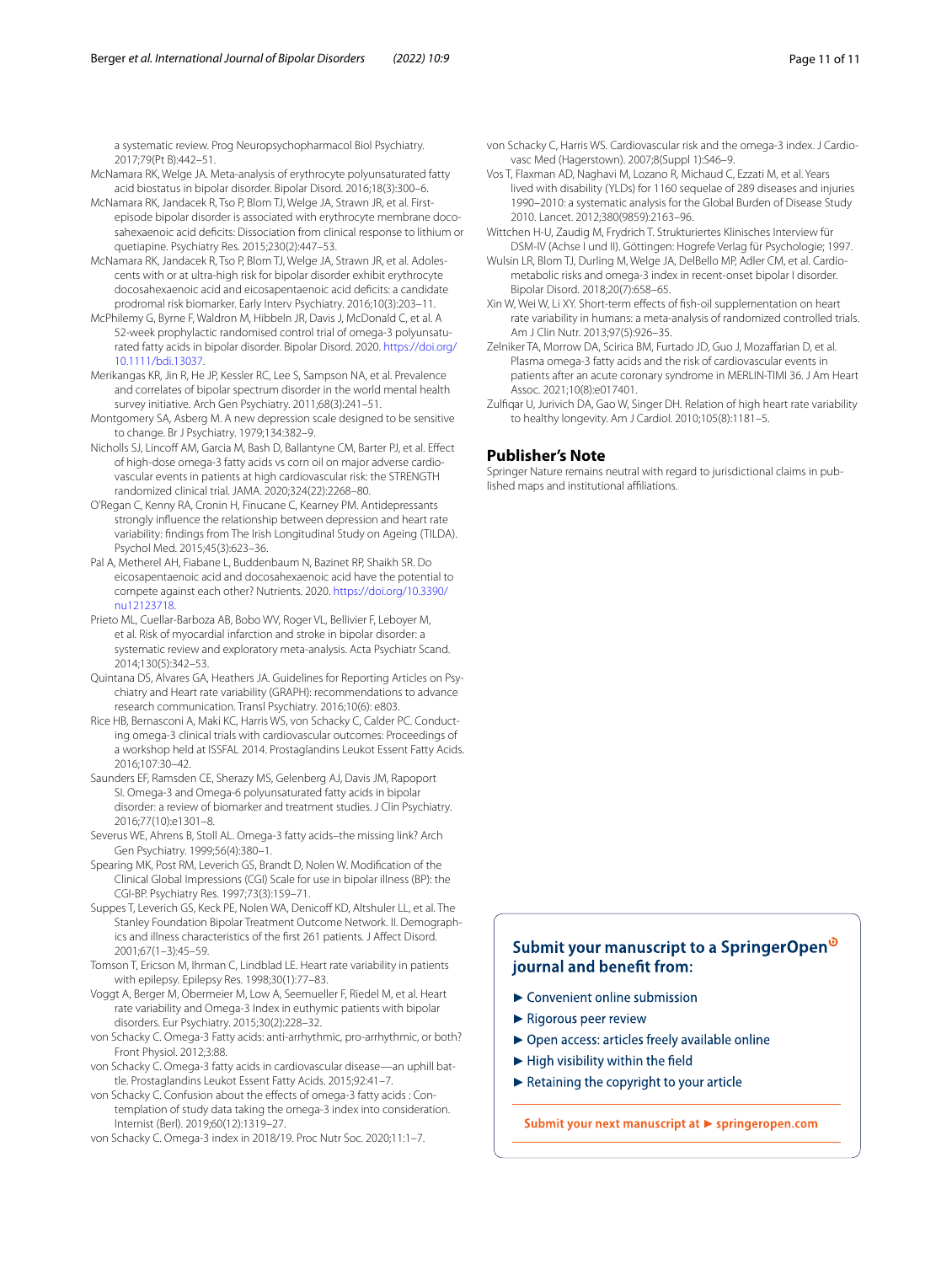a systematic review. Prog Neuropsychopharmacol Biol Psychiatry. 2017;79(Pt B):442–51.

McNamara RK, Welge JA. Meta-analysis of erythrocyte polyunsaturated fatty acid biostatus in bipolar disorder. Bipolar Disord. 2016;18(3):300–6.

McNamara RK, Jandacek R, Tso P, Blom TJ, Welge JA, Strawn JR, et al. First-episode bipolar disorder is associated with erythrocyte membrane docosahexaenoic acid deficits: Dissociation from clinical response to lithium or quetiapine. Psychiatry Res. 2015;230(2):447–53.

McNamara RK, Jandacek R, Tso P, Blom TJ, Welge JA, Strawn JR, et al. Adolescents with or at ultra-high risk for bipolar disorder exhibit erythrocyte docosahexaenoic acid and eicosapentaenoic acid deficits: a candidate prodromal risk biomarker. Early Interv Psychiatry. 2016;10(3):203–11.

McPhilemy G, Byrne F, Waldron M, Hibbeln JR, Davis J, McDonald C, et al. A 52-week prophylactic randomised control trial of omega-3 polyunsaturated fatty acids in bipolar disorder. Bipolar Disord. 2020. https://doi.org/10.1111/bdi.13037.

Merikangas KR, Jin R, He JP, Kessler RC, Lee S, Sampson NA, et al. Prevalence and correlates of bipolar spectrum disorder in the world mental health survey initiative. Arch Gen Psychiatry. 2011;68(3):241–51.

Montgomery SA, Asberg M. A new depression scale designed to be sensitive to change. Br J Psychiatry. 1979;134:382–9.

Nicholls SJ, Lincoff AM, Garcia M, Bash D, Ballantyne CM, Barter PJ, et al. Effect of high-dose omega-3 fatty acids vs corn oil on major adverse cardiovascular events in patients at high cardiovascular risk: the STRENGTH randomized clinical trial. JAMA. 2020;324(22):2268–80.

O'Regan C, Kenny RA, Cronin H, Finucane C, Kearney PM. Antidepressants strongly influence the relationship between depression and heart rate variability: findings from The Irish Longitudinal Study on Ageing (TILDA). Psychol Med. 2015;45(3):623–36.

Pal A, Metherel AH, Fiabane L, Buddenbaum N, Bazinet RP, Shaikh SR. Do eicosapentaenoic acid and docosahexaenoic acid have the potential to compete against each other? Nutrients. 2020. https://doi.org/10.3390/nu12123718.

Prieto ML, Cuellar-Barboza AB, Bobo WV, Roger VL, Bellivier F, Leboyer M, et al. Risk of myocardial infarction and stroke in bipolar disorder: a systematic review and exploratory meta-analysis. Acta Psychiatr Scand. 2014;130(5):342–53.

Quintana DS, Alvares GA, Heathers JA. Guidelines for Reporting Articles on Psychiatry and Heart rate variability (GRAPH): recommendations to advance research communication. Transl Psychiatry. 2016;10(6): e803.

Rice HB, Bernasconi A, Maki KC, Harris WS, von Schacky C, Calder PC. Conducting omega-3 clinical trials with cardiovascular outcomes: Proceedings of a workshop held at ISSFAL 2014. Prostaglandins Leukot Essent Fatty Acids. 2016;107:30–42.

Saunders EF, Ramsden CE, Sherazy MS, Gelenberg AJ, Davis JM, Rapoport SI. Omega-3 and Omega-6 polyunsaturated fatty acids in bipolar disorder: a review of biomarker and treatment studies. J Clin Psychiatry. 2016;77(10):e1301–8.

Severus WE, Ahrens B, Stoll AL. Omega-3 fatty acids--the missing link? Arch Gen Psychiatry. 1999;56(4):380–1.

Spearing MK, Post RM, Leverich GS, Brandt D, Nolen W. Modification of the Clinical Global Impressions (CGI) Scale for use in bipolar illness (BP): the CGI-BP. Psychiatry Res. 1997;73(3):159–71.

Suppes T, Leverich GS, Keck PE, Nolen WA, Denicoff KD, Altshuler LL, et al. The Stanley Foundation Bipolar Treatment Outcome Network. II. Demographics and illness characteristics of the first 261 patients. J Affect Disord. 2001;67(1–3):45–59.

Tomson T, Ericson M, Ihrman C, Lindblad LE. Heart rate variability in patients with epilepsy. Epilepsy Res. 1998;30(1):77–83.

Voggt A, Berger M, Obermeier M, Low A, Seemueller F, Riedel M, et al. Heart rate variability and Omega-3 Index in euthymic patients with bipolar disorders. Eur Psychiatry. 2015;30(2):228–32.

von Schacky C. Omega-3 Fatty acids: anti-arrhythmic, pro-arrhythmic, or both? Front Physiol. 2012;3:88.

von Schacky C. Omega-3 fatty acids in cardiovascular disease—an uphill battle. Prostaglandins Leukot Essent Fatty Acids. 2015;92:41–7.

von Schacky C. Confusion about the effects of omega-3 fatty acids : Contemplation of study data taking the omega-3 index into consideration. Internist (Berl). 2019;60(12):1319–27.

von Schacky C. Omega-3 index in 2018/19. Proc Nutr Soc. 2020;11:1–7.

von Schacky C, Harris WS. Cardiovascular risk and the omega-3 index. J Cardiovasc Med (Hagerstown). 2007;8(Suppl 1):S46–9.

Vos T, Flaxman AD, Naghavi M, Lozano R, Michaud C, Ezzati M, et al. Years lived with disability (YLDs) for 1160 sequelae of 289 diseases and injuries 1990–2010: a systematic analysis for the Global Burden of Disease Study 2010. Lancet. 2012;380(9859):2163–96.

Wittchen H-U, Zaudig M, Frydrich T. Strukturiertes Klinisches Interview für DSM-IV (Achse I und II). Göttingen: Hogrefe Verlag für Psychologie; 1997.

Wulsin LR, Blom TJ, Durling M, Welge JA, DelBello MP, Adler CM, et al. Cardiometabolic risks and omega-3 index in recent-onset bipolar I disorder. Bipolar Disord. 2018;20(7):658–65.

Xin W, Wei W, Li XY. Short-term effects of fish-oil supplementation on heart rate variability in humans: a meta-analysis of randomized controlled trials. Am J Clin Nutr. 2013;97(5):926–35.

Zelniker TA, Morrow DA, Scirica BM, Furtado JD, Guo J, Mozaffarian D, et al. Plasma omega-3 fatty acids and the risk of cardiovascular events in patients after an acute coronary syndrome in MERLIN-TIMI 36. J Am Heart Assoc. 2021;10(8):e017401.

Zulfiqar U, Jurivich DA, Gao W, Singer DH. Relation of high heart rate variability to healthy longevity. Am J Cardiol. 2010;105(8):1181–5.

## Publisher's Note

Springer Nature remains neutral with regard to jurisdictional claims in published maps and institutional affiliations.

**Submit your manuscript to a SpringerOpen journal and benefit from:**

- Convenient online submission
- Rigorous peer review
- Open access: articles freely available online
- High visibility within the field
- Retaining the copyright to your article

**Submit your next manuscript at ▶ springeropen.com**